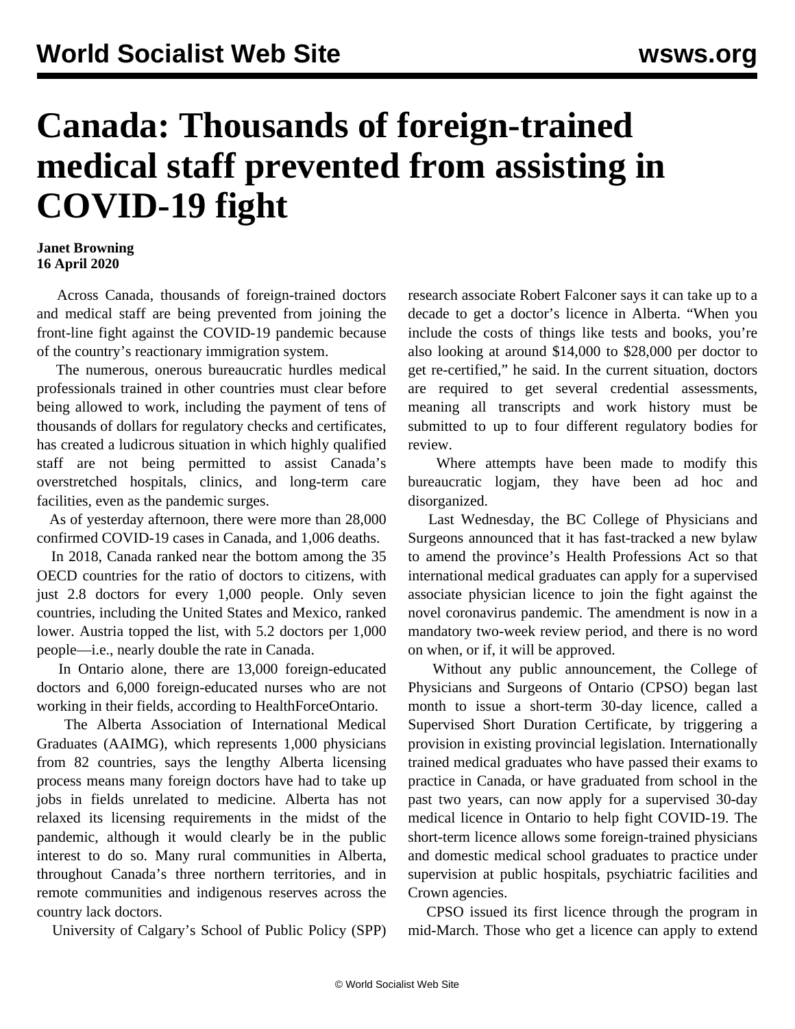# Canada: Thousands of foreign-trained medical staff prevented from assisting in COVID-19 fight

**Janet Browning**
**16 April 2020**

Across Canada, thousands of foreign-trained doctors and medical staff are being prevented from joining the front-line fight against the COVID-19 pandemic because of the country's reactionary immigration system.

The numerous, onerous bureaucratic hurdles medical professionals trained in other countries must clear before being allowed to work, including the payment of tens of thousands of dollars for regulatory checks and certificates, has created a ludicrous situation in which highly qualified staff are not being permitted to assist Canada's overstretched hospitals, clinics, and long-term care facilities, even as the pandemic surges.

As of yesterday afternoon, there were more than 28,000 confirmed COVID-19 cases in Canada, and 1,006 deaths.

In 2018, Canada ranked near the bottom among the 35 OECD countries for the ratio of doctors to citizens, with just 2.8 doctors for every 1,000 people. Only seven countries, including the United States and Mexico, ranked lower. Austria topped the list, with 5.2 doctors per 1,000 people—i.e., nearly double the rate in Canada.

In Ontario alone, there are 13,000 foreign-educated doctors and 6,000 foreign-educated nurses who are not working in their fields, according to HealthForceOntario.

The Alberta Association of International Medical Graduates (AAIMG), which represents 1,000 physicians from 82 countries, says the lengthy Alberta licensing process means many foreign doctors have had to take up jobs in fields unrelated to medicine. Alberta has not relaxed its licensing requirements in the midst of the pandemic, although it would clearly be in the public interest to do so. Many rural communities in Alberta, throughout Canada's three northern territories, and in remote communities and indigenous reserves across the country lack doctors.

University of Calgary's School of Public Policy (SPP) research associate Robert Falconer says it can take up to a decade to get a doctor's licence in Alberta. "When you include the costs of things like tests and books, you're also looking at around $14,000 to $28,000 per doctor to get re-certified," he said. In the current situation, doctors are required to get several credential assessments, meaning all transcripts and work history must be submitted to up to four different regulatory bodies for review.

Where attempts have been made to modify this bureaucratic logjam, they have been ad hoc and disorganized.

Last Wednesday, the BC College of Physicians and Surgeons announced that it has fast-tracked a new bylaw to amend the province's Health Professions Act so that international medical graduates can apply for a supervised associate physician licence to join the fight against the novel coronavirus pandemic. The amendment is now in a mandatory two-week review period, and there is no word on when, or if, it will be approved.

Without any public announcement, the College of Physicians and Surgeons of Ontario (CPSO) began last month to issue a short-term 30-day licence, called a Supervised Short Duration Certificate, by triggering a provision in existing provincial legislation. Internationally trained medical graduates who have passed their exams to practice in Canada, or have graduated from school in the past two years, can now apply for a supervised 30-day medical licence in Ontario to help fight COVID-19. The short-term licence allows some foreign-trained physicians and domestic medical school graduates to practice under supervision at public hospitals, psychiatric facilities and Crown agencies.

CPSO issued its first licence through the program in mid-March. Those who get a licence can apply to extend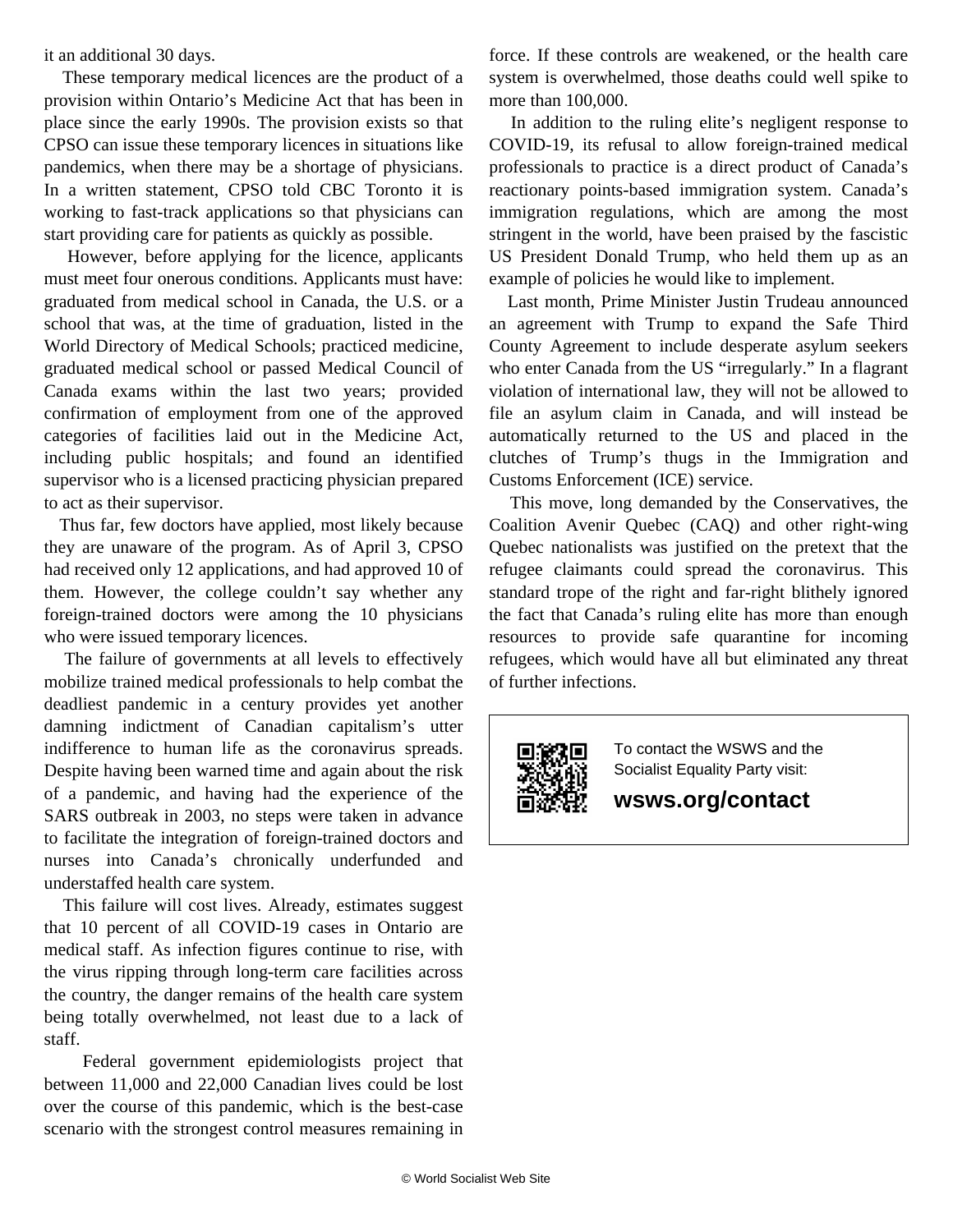it an additional 30 days.

These temporary medical licences are the product of a provision within Ontario's Medicine Act that has been in place since the early 1990s. The provision exists so that CPSO can issue these temporary licences in situations like pandemics, when there may be a shortage of physicians. In a written statement, CPSO told CBC Toronto it is working to fast-track applications so that physicians can start providing care for patients as quickly as possible.

However, before applying for the licence, applicants must meet four onerous conditions. Applicants must have: graduated from medical school in Canada, the U.S. or a school that was, at the time of graduation, listed in the World Directory of Medical Schools; practiced medicine, graduated medical school or passed Medical Council of Canada exams within the last two years; provided confirmation of employment from one of the approved categories of facilities laid out in the Medicine Act, including public hospitals; and found an identified supervisor who is a licensed practicing physician prepared to act as their supervisor.

Thus far, few doctors have applied, most likely because they are unaware of the program. As of April 3, CPSO had received only 12 applications, and had approved 10 of them. However, the college couldn't say whether any foreign-trained doctors were among the 10 physicians who were issued temporary licences.

The failure of governments at all levels to effectively mobilize trained medical professionals to help combat the deadliest pandemic in a century provides yet another damning indictment of Canadian capitalism's utter indifference to human life as the coronavirus spreads. Despite having been warned time and again about the risk of a pandemic, and having had the experience of the SARS outbreak in 2003, no steps were taken in advance to facilitate the integration of foreign-trained doctors and nurses into Canada's chronically underfunded and understaffed health care system.

This failure will cost lives. Already, estimates suggest that 10 percent of all COVID-19 cases in Ontario are medical staff. As infection figures continue to rise, with the virus ripping through long-term care facilities across the country, the danger remains of the health care system being totally overwhelmed, not least due to a lack of staff.

Federal government epidemiologists project that between 11,000 and 22,000 Canadian lives could be lost over the course of this pandemic, which is the best-case scenario with the strongest control measures remaining in force. If these controls are weakened, or the health care system is overwhelmed, those deaths could well spike to more than 100,000.

In addition to the ruling elite's negligent response to COVID-19, its refusal to allow foreign-trained medical professionals to practice is a direct product of Canada's reactionary points-based immigration system. Canada's immigration regulations, which are among the most stringent in the world, have been praised by the fascistic US President Donald Trump, who held them up as an example of policies he would like to implement.

Last month, Prime Minister Justin Trudeau announced an agreement with Trump to expand the Safe Third County Agreement to include desperate asylum seekers who enter Canada from the US "irregularly." In a flagrant violation of international law, they will not be allowed to file an asylum claim in Canada, and will instead be automatically returned to the US and placed in the clutches of Trump's thugs in the Immigration and Customs Enforcement (ICE) service.

This move, long demanded by the Conservatives, the Coalition Avenir Quebec (CAQ) and other right-wing Quebec nationalists was justified on the pretext that the refugee claimants could spread the coronavirus. This standard trope of the right and far-right blithely ignored the fact that Canada's ruling elite has more than enough resources to provide safe quarantine for incoming refugees, which would have all but eliminated any threat of further infections.

To contact the WSWS and the Socialist Equality Party visit:

**wsws.org/contact**